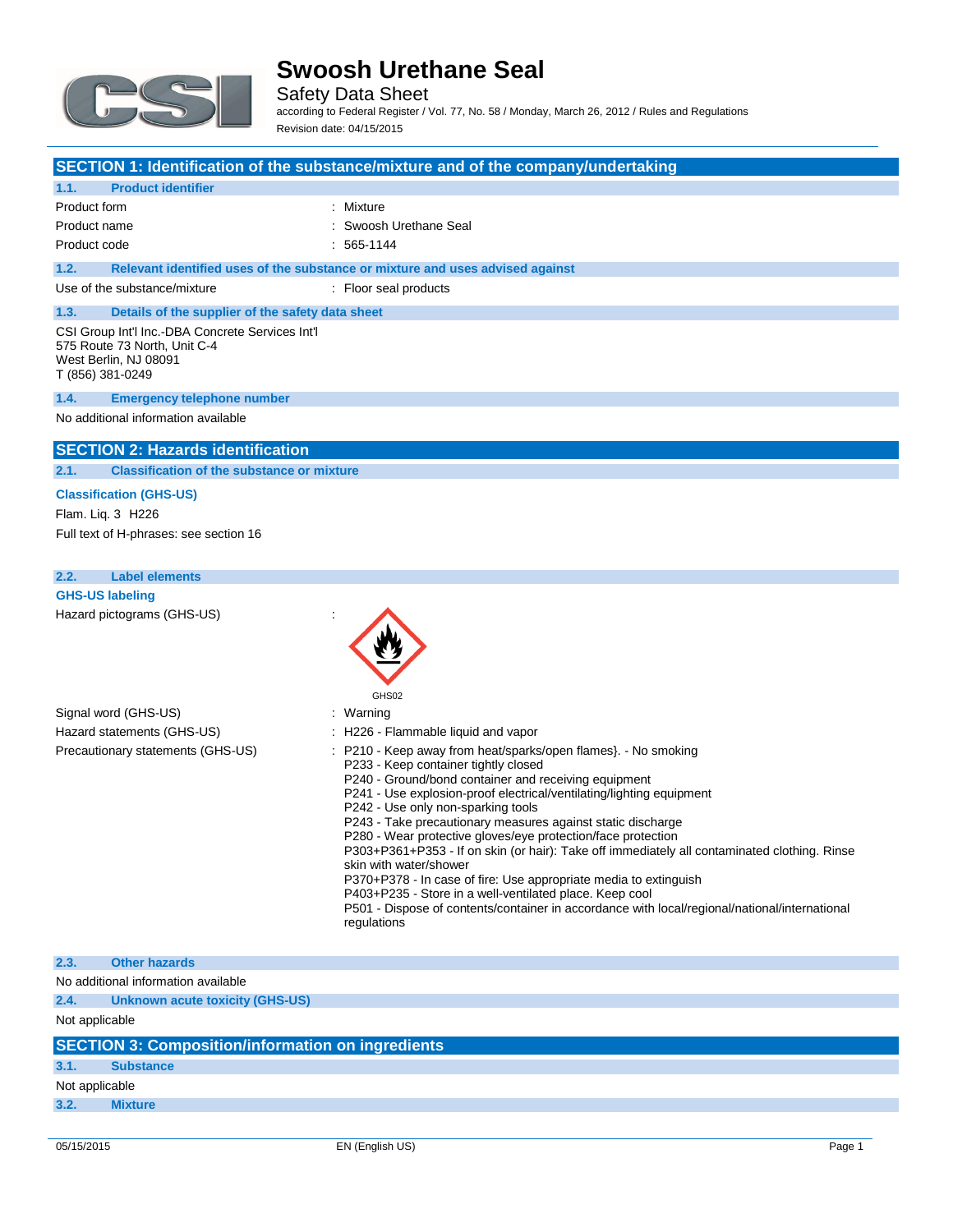# Swoosh Urethane Seal

Safety Data Sheet

according to Federal Register / Vol. 77, No. 58 / Monday, March 26, 2012 / Rules and Regulations

Revision date: 04/15/2015

## SECTION 1: Identification of the substance/mixture and of the company/undertaking

### 1.1. Product identifier

| | |
|---|---|
| Product form | : Mixture |
| Product name | : Swoosh Urethane Seal |
| Product code | : 565-1144 |

### 1.2. Relevant identified uses of the substance or mixture and uses advised against

| | |
|---|---|
| Use of the substance/mixture | : Floor seal products |

### 1.3. Details of the supplier of the safety data sheet

CSI Group Int'l Inc.-DBA Concrete Services Int'l
575 Route 73 North, Unit C-4
West Berlin, NJ 08091
T (856) 381-0249

### 1.4. Emergency telephone number

No additional information available

## SECTION 2: Hazards identification

### 2.1. Classification of the substance or mixture

**Classification (GHS-US)**

Flam. Liq. 3 H226

Full text of H-phrases: see section 16

### 2.2. Label elements

**GHS-US labeling**

Hazard pictograms (GHS-US) :

GHS02

Signal word (GHS-US) : Warning

Hazard statements (GHS-US) : H226 - Flammable liquid and vapor

Precautionary statements (GHS-US) :
- P210 - Keep away from heat/sparks/open flames}. - No smoking
- P233 - Keep container tightly closed
- P240 - Ground/bond container and receiving equipment
- P241 - Use explosion-proof electrical/ventilating/lighting equipment
- P242 - Use only non-sparking tools
- P243 - Take precautionary measures against static discharge
- P280 - Wear protective gloves/eye protection/face protection
- P303+P361+P353 - If on skin (or hair): Take off immediately all contaminated clothing. Rinse skin with water/shower
- P370+P378 - In case of fire: Use appropriate media to extinguish
- P403+P235 - Store in a well-ventilated place. Keep cool
- P501 - Dispose of contents/container in accordance with local/regional/national/international regulations

### 2.3. Other hazards

No additional information available

### 2.4. Unknown acute toxicity (GHS-US)

Not applicable

## SECTION 3: Composition/information on ingredients

### 3.1. Substance

Not applicable

### 3.2. Mixture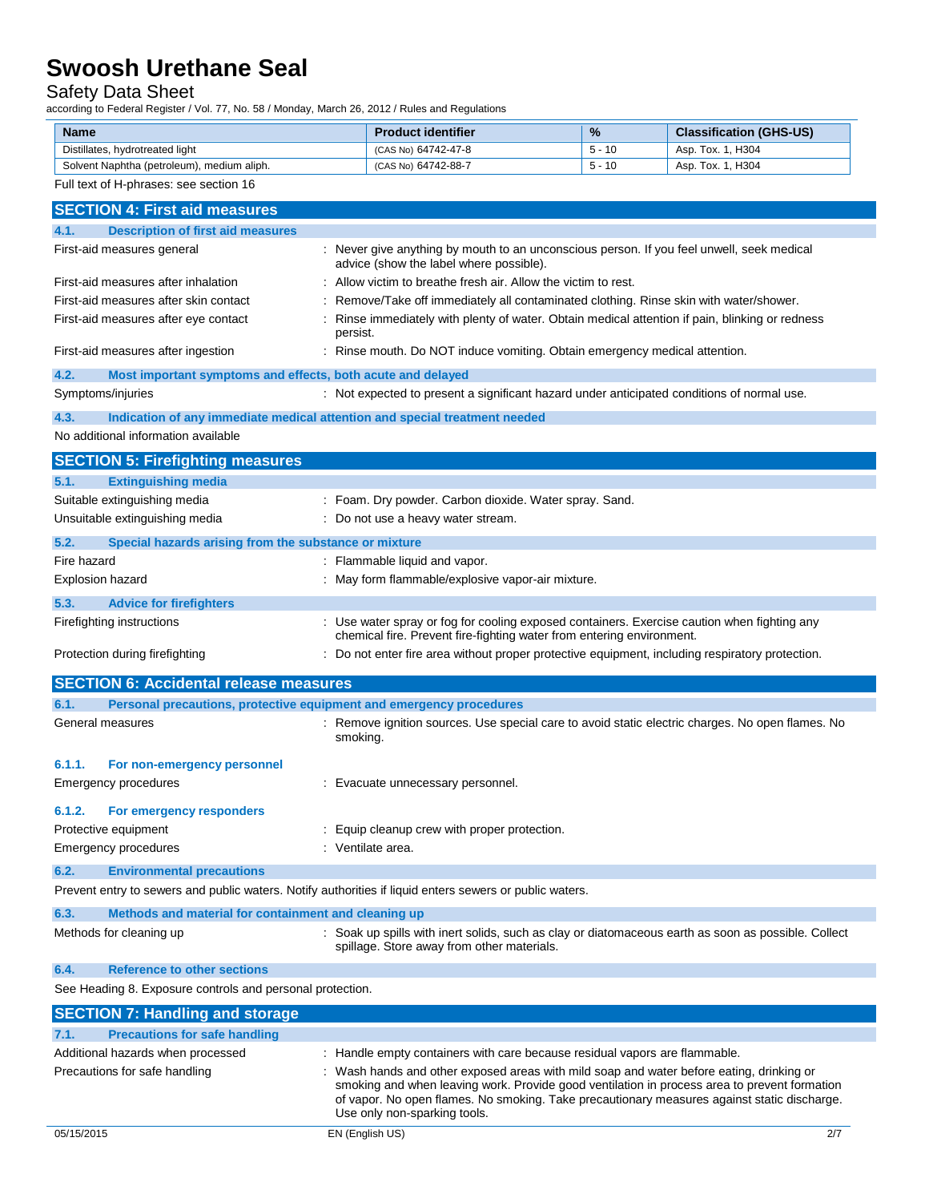| Name | Product identifier | % | Classification (GHS-US) |
|---|---|---|---|
| Distillates, hydrotreated light | (CAS No) 64742-47-8 | 5 - 10 | Asp. Tox. 1, H304 |
| Solvent Naphtha (petroleum), medium aliph. | (CAS No) 64742-88-7 | 5 - 10 | Asp. Tox. 1, H304 |

Full text of H-phrases: see section 16

## SECTION 4: First aid measures

### 4.1. Description of first aid measures

First-aid measures general : Never give anything by mouth to an unconscious person. If you feel unwell, seek medical advice (show the label where possible).

First-aid measures after inhalation : Allow victim to breathe fresh air. Allow the victim to rest.

First-aid measures after skin contact : Remove/Take off immediately all contaminated clothing. Rinse skin with water/shower.

First-aid measures after eye contact : Rinse immediately with plenty of water. Obtain medical attention if pain, blinking or redness persist.

First-aid measures after ingestion : Rinse mouth. Do NOT induce vomiting. Obtain emergency medical attention.

### 4.2. Most important symptoms and effects, both acute and delayed

Symptoms/injuries : Not expected to present a significant hazard under anticipated conditions of normal use.

### 4.3. Indication of any immediate medical attention and special treatment needed

No additional information available

## SECTION 5: Firefighting measures

### 5.1. Extinguishing media

Suitable extinguishing media : Foam. Dry powder. Carbon dioxide. Water spray. Sand.

Unsuitable extinguishing media : Do not use a heavy water stream.

### 5.2. Special hazards arising from the substance or mixture

Fire hazard : Flammable liquid and vapor.

Explosion hazard : May form flammable/explosive vapor-air mixture.

### 5.3. Advice for firefighters

Firefighting instructions : Use water spray or fog for cooling exposed containers. Exercise caution when fighting any chemical fire. Prevent fire-fighting water from entering environment.

Protection during firefighting : Do not enter fire area without proper protective equipment, including respiratory protection.

## SECTION 6: Accidental release measures

### 6.1. Personal precautions, protective equipment and emergency procedures

General measures : Remove ignition sources. Use special care to avoid static electric charges. No open flames. No smoking.

#### 6.1.1. For non-emergency personnel

Emergency procedures : Evacuate unnecessary personnel.

#### 6.1.2. For emergency responders

Protective equipment : Equip cleanup crew with proper protection.

Emergency procedures : Ventilate area.

### 6.2. Environmental precautions

Prevent entry to sewers and public waters. Notify authorities if liquid enters sewers or public waters.

### 6.3. Methods and material for containment and cleaning up

Methods for cleaning up : Soak up spills with inert solids, such as clay or diatomaceous earth as soon as possible. Collect spillage. Store away from other materials.

### 6.4. Reference to other sections

See Heading 8. Exposure controls and personal protection.

## SECTION 7: Handling and storage

### 7.1. Precautions for safe handling

Additional hazards when processed : Handle empty containers with care because residual vapors are flammable.

Precautions for safe handling : Wash hands and other exposed areas with mild soap and water before eating, drinking or smoking and when leaving work. Provide good ventilation in process area to prevent formation of vapor. No open flames. No smoking. Take precautionary measures against static discharge. Use only non-sparking tools.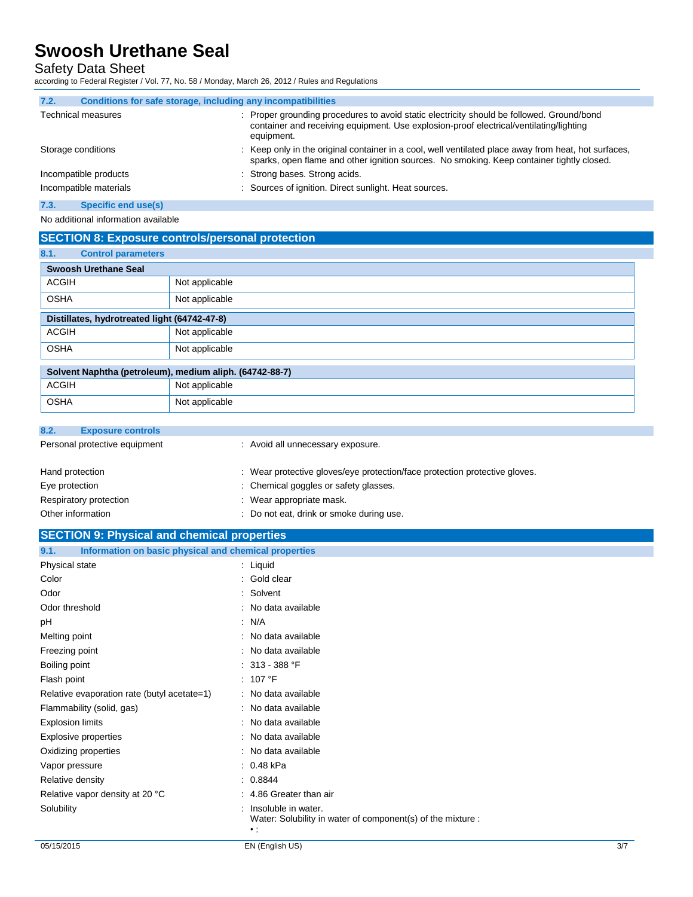### 7.2. Conditions for safe storage, including any incompatibilities

| | |
|---|---|
| Technical measures | : Proper grounding procedures to avoid static electricity should be followed. Ground/bond container and receiving equipment. Use explosion-proof electrical/ventilating/lighting equipment. |
| Storage conditions | : Keep only in the original container in a cool, well ventilated place away from heat, hot surfaces, sparks, open flame and other ignition sources. No smoking. Keep container tightly closed. |
| Incompatible products | : Strong bases. Strong acids. |
| Incompatible materials | : Sources of ignition. Direct sunlight. Heat sources. |

### 7.3. Specific end use(s)

No additional information available

## SECTION 8: Exposure controls/personal protection

### 8.1. Control parameters

| Swoosh Urethane Seal | |
|---|---|
| ACGIH | Not applicable |
| OSHA | Not applicable |

| Distillates, hydrotreated light (64742-47-8) | |
|---|---|
| ACGIH | Not applicable |
| OSHA | Not applicable |

| Solvent Naphtha (petroleum), medium aliph. (64742-88-7) | |
|---|---|
| ACGIH | Not applicable |
| OSHA | Not applicable |

### 8.2. Exposure controls

| | |
|---|---|
| Personal protective equipment | : Avoid all unnecessary exposure. |
| Hand protection | : Wear protective gloves/eye protection/face protection protective gloves. |
| Eye protection | : Chemical goggles or safety glasses. |
| Respiratory protection | : Wear appropriate mask. |
| Other information | : Do not eat, drink or smoke during use. |

## SECTION 9: Physical and chemical properties

### 9.1. Information on basic physical and chemical properties

| | |
|---|---|
| Physical state | : Liquid |
| Color | : Gold clear |
| Odor | : Solvent |
| Odor threshold | : No data available |
| pH | : N/A |
| Melting point | : No data available |
| Freezing point | : No data available |
| Boiling point | : 313 - 388 °F |
| Flash point | : 107 °F |
| Relative evaporation rate (butyl acetate=1) | : No data available |
| Flammability (solid, gas) | : No data available |
| Explosion limits | : No data available |
| Explosive properties | : No data available |
| Oxidizing properties | : No data available |
| Vapor pressure | : 0.48 kPa |
| Relative density | : 0.8844 |
| Relative vapor density at 20 °C | : 4.86 Greater than air |
| Solubility | : Insoluble in water.<br>Water: Solubility in water of component(s) of the mixture :<br>• : |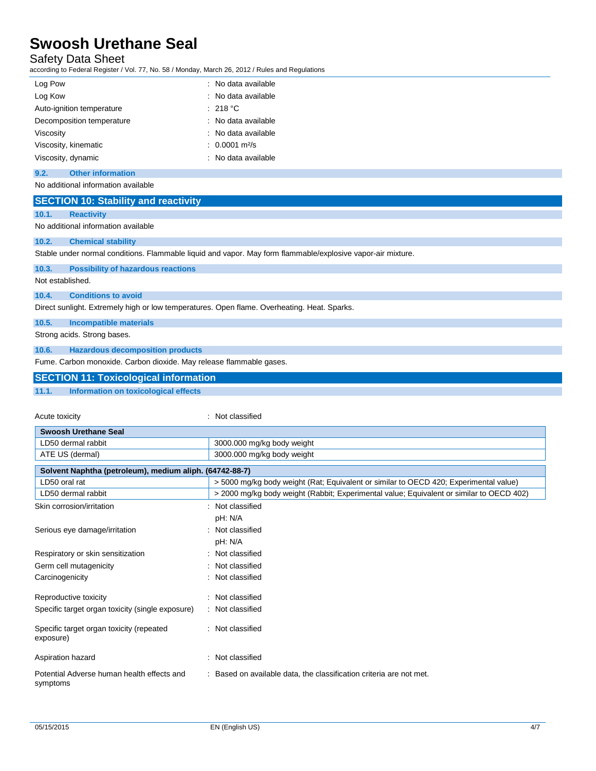| | |
|---|---|
| Log Pow | : No data available |
| Log Kow | : No data available |
| Auto-ignition temperature | : 218 °C |
| Decomposition temperature | : No data available |
| Viscosity | : No data available |
| Viscosity, kinematic | : 0.0001 $m^2/s$ |
| Viscosity, dynamic | : No data available |

### 9.2. Other information

No additional information available

## SECTION 10: Stability and reactivity

### 10.1. Reactivity

No additional information available

### 10.2. Chemical stability

Stable under normal conditions. Flammable liquid and vapor. May form flammable/explosive vapor-air mixture.

### 10.3. Possibility of hazardous reactions

Not established.

### 10.4. Conditions to avoid

Direct sunlight. Extremely high or low temperatures. Open flame. Overheating. Heat. Sparks.

### 10.5. Incompatible materials

Strong acids. Strong bases.

### 10.6. Hazardous decomposition products

Fume. Carbon monoxide. Carbon dioxide. May release flammable gases.

## SECTION 11: Toxicological information

### 11.1. Information on toxicological effects

Acute toxicity : Not classified

| Swoosh Urethane Seal | |
|---|---|
| LD50 dermal rabbit | 3000.000 mg/kg body weight |
| ATE US (dermal) | 3000.000 mg/kg body weight |

| Solvent Naphtha (petroleum), medium aliph. (64742-88-7) | |
|---|---|
| LD50 oral rat | > 5000 mg/kg body weight (Rat; Equivalent or similar to OECD 420; Experimental value) |
| LD50 dermal rabbit | > 2000 mg/kg body weight (Rabbit; Experimental value; Equivalent or similar to OECD 402) |

| | |
|---|---|
| Skin corrosion/irritation | : Not classified<br>pH: N/A |
| Serious eye damage/irritation | : Not classified<br>pH: N/A |
| Respiratory or skin sensitization | : Not classified |
| Germ cell mutagenicity | : Not classified |
| Carcinogenicity | : Not classified |
| Reproductive toxicity | : Not classified |
| Specific target organ toxicity (single exposure) | : Not classified |
| Specific target organ toxicity (repeated exposure) | : Not classified |
| Aspiration hazard | : Not classified |
| Potential Adverse human health effects and symptoms | : Based on available data, the classification criteria are not met. |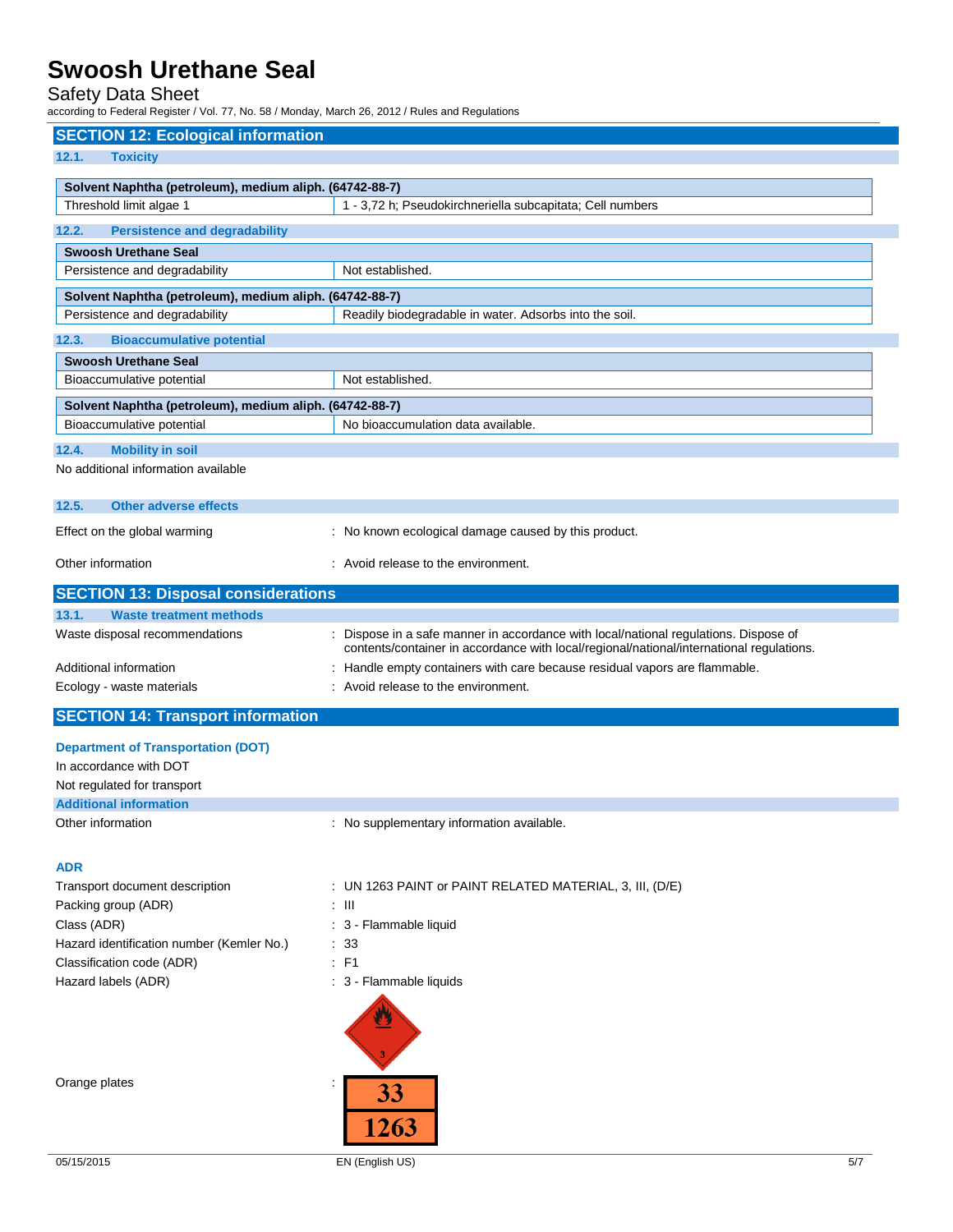## SECTION 12: Ecological information

### 12.1. Toxicity

| Solvent Naphtha (petroleum), medium aliph. (64742-88-7) | |
|---|---|
| Threshold limit algae 1 | 1 - 3,72 h; Pseudokirchneriella subcapitata; Cell numbers |

### 12.2. Persistence and degradability

| Swoosh Urethane Seal | |
|---|---|
| Persistence and degradability | Not established. |

| Solvent Naphtha (petroleum), medium aliph. (64742-88-7) | |
|---|---|
| Persistence and degradability | Readily biodegradable in water. Adsorbs into the soil. |

### 12.3. Bioaccumulative potential

| Swoosh Urethane Seal | |
|---|---|
| Bioaccumulative potential | Not established. |

| Solvent Naphtha (petroleum), medium aliph. (64742-88-7) | |
|---|---|
| Bioaccumulative potential | No bioaccumulation data available. |

### 12.4. Mobility in soil

No additional information available

### 12.5. Other adverse effects

Effect on the global warming : No known ecological damage caused by this product.

Other information : Avoid release to the environment.

## SECTION 13: Disposal considerations

### 13.1. Waste treatment methods

Waste disposal recommendations : Dispose in a safe manner in accordance with local/national regulations. Dispose of contents/container in accordance with local/regional/national/international regulations.

Additional information : Handle empty containers with care because residual vapors are flammable.

Ecology - waste materials : Avoid release to the environment.

## SECTION 14: Transport information

**Department of Transportation (DOT)**

In accordance with DOT

Not regulated for transport

**Additional information**

Other information : No supplementary information available.

**ADR**

Transport document description : UN 1263 PAINT or PAINT RELATED MATERIAL, 3, III, (D/E)

Packing group (ADR) : III

Class (ADR) : 3 - Flammable liquid

Hazard identification number (Kemler No.) : 33

Classification code (ADR) : F1

Hazard labels (ADR) : 3 - Flammable liquids

Orange plates : 33 / 1263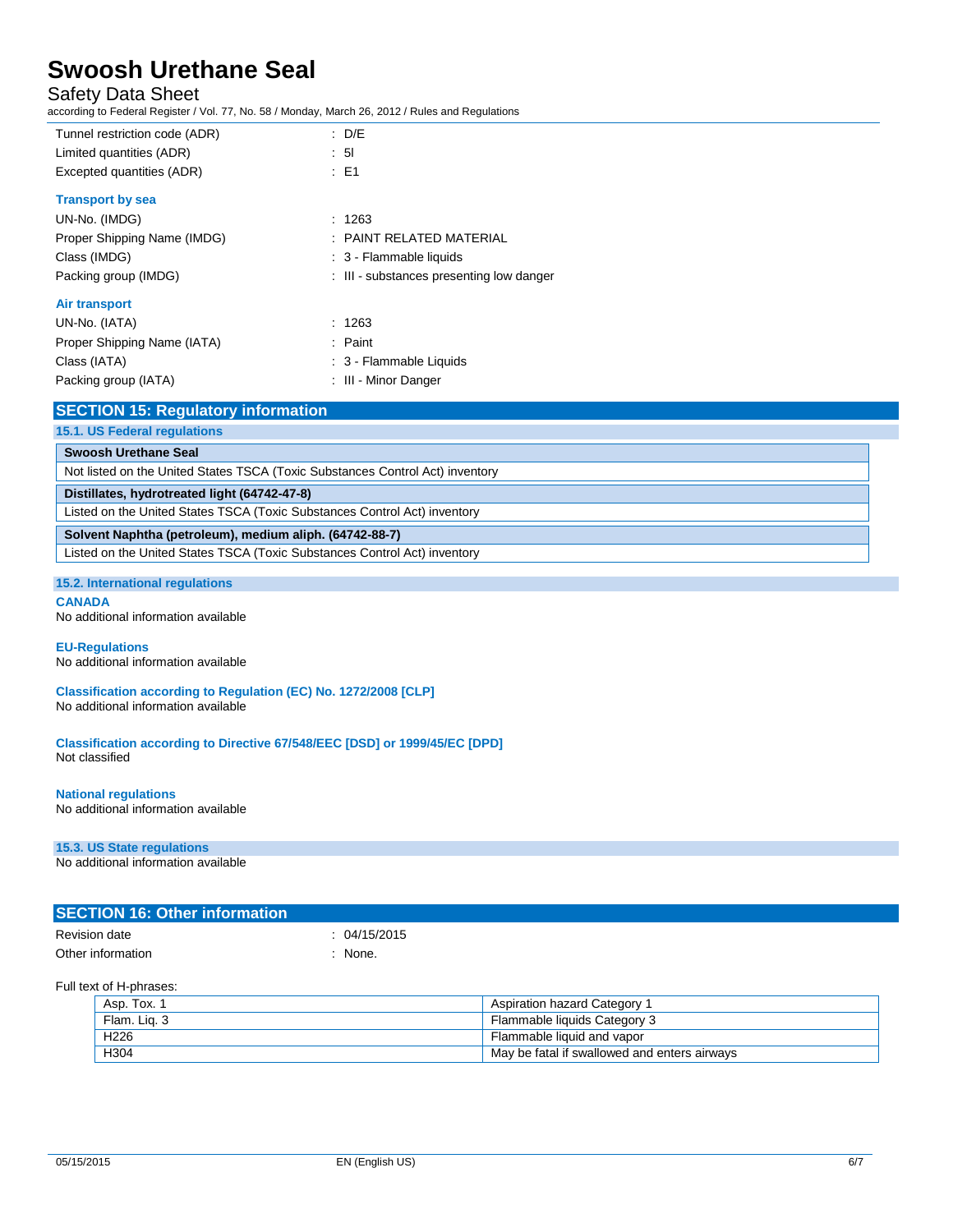| | |
|---|---|
| Tunnel restriction code (ADR) | : D/E |
| Limited quantities (ADR) | : 5l |
| Excepted quantities (ADR) | : E1 |

**Transport by sea**

| | |
|---|---|
| UN-No. (IMDG) | : 1263 |
| Proper Shipping Name (IMDG) | : PAINT RELATED MATERIAL |
| Class (IMDG) | : 3 - Flammable liquids |
| Packing group (IMDG) | : III - substances presenting low danger |

**Air transport**

| | |
|---|---|
| UN-No. (IATA) | : 1263 |
| Proper Shipping Name (IATA) | : Paint |
| Class (IATA) | : 3 - Flammable Liquids |
| Packing group (IATA) | : III - Minor Danger |

## SECTION 15: Regulatory information

### 15.1. US Federal regulations

| **Swoosh Urethane Seal** |
|---|
| Not listed on the United States TSCA (Toxic Substances Control Act) inventory |
| **Distillates, hydrotreated light (64742-47-8)** |
| Listed on the United States TSCA (Toxic Substances Control Act) inventory |
| **Solvent Naphtha (petroleum), medium aliph. (64742-88-7)** |
| Listed on the United States TSCA (Toxic Substances Control Act) inventory |

### 15.2. International regulations

**CANADA**

No additional information available

**EU-Regulations**

No additional information available

**Classification according to Regulation (EC) No. 1272/2008 [CLP]**

No additional information available

**Classification according to Directive 67/548/EEC [DSD] or 1999/45/EC [DPD]**

Not classified

**National regulations**

No additional information available

### 15.3. US State regulations

No additional information available

## SECTION 16: Other information

| | |
|---|---|
| Revision date | : 04/15/2015 |
| Other information | : None. |

Full text of H-phrases:

| | |
|---|---|
| Asp. Tox. 1 | Aspiration hazard Category 1 |
| Flam. Liq. 3 | Flammable liquids Category 3 |
| H226 | Flammable liquid and vapor |
| H304 | May be fatal if swallowed and enters airways |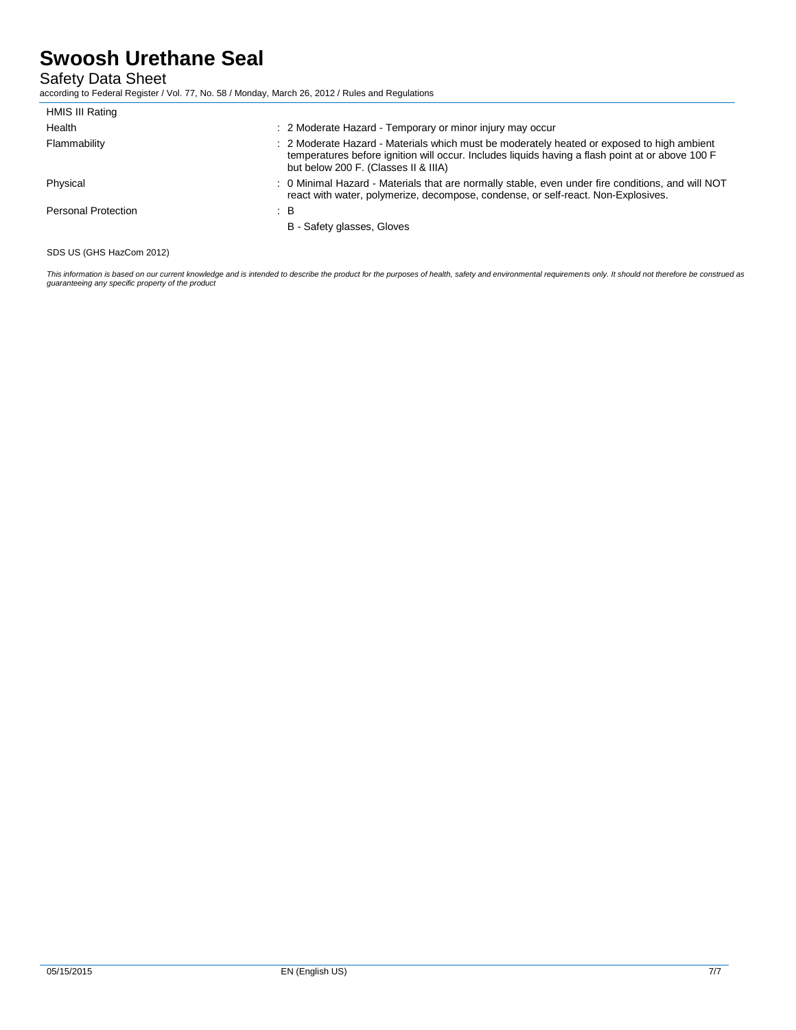| | |
|---|---|
| HMIS III Rating | |
| Health | : 2 Moderate Hazard - Temporary or minor injury may occur |
| Flammability | : 2 Moderate Hazard - Materials which must be moderately heated or exposed to high ambient temperatures before ignition will occur. Includes liquids having a flash point at or above 100 F but below 200 F. (Classes II & IIIA) |
| Physical | : 0 Minimal Hazard - Materials that are normally stable, even under fire conditions, and will NOT react with water, polymerize, decompose, condense, or self-react. Non-Explosives. |
| Personal Protection | : B<br>B - Safety glasses, Gloves |

SDS US (GHS HazCom 2012)

*This information is based on our current knowledge and is intended to describe the product for the purposes of health, safety and environmental requirements only. It should not therefore be construed as guaranteeing any specific property of the product*